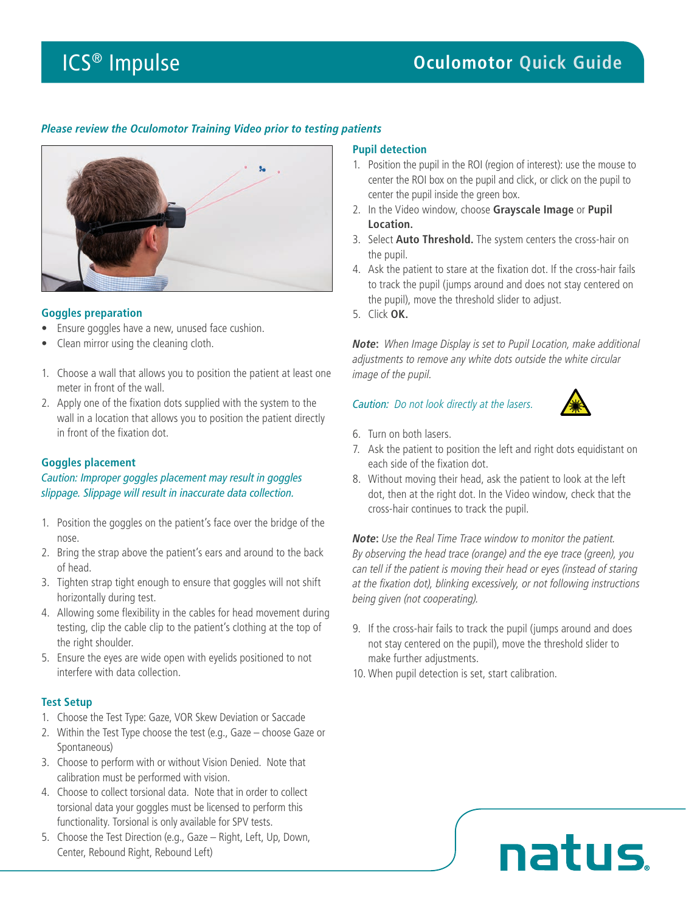# ICS® Impulse

## Oculomotor Quick Guide

***Please review the Oculomotor Training Video prior to testing patients***

### Goggles preparation

- Ensure goggles have a new, unused face cushion.
- Clean mirror using the cleaning cloth.

1. Choose a wall that allows you to position the patient at least one meter in front of the wall.
2. Apply one of the fixation dots supplied with the system to the wall in a location that allows you to position the patient directly in front of the fixation dot.

### Goggles placement

*Caution: Improper goggles placement may result in goggles slippage. Slippage will result in inaccurate data collection.*

1. Position the goggles on the patient's face over the bridge of the nose.
2. Bring the strap above the patient's ears and around to the back of head.
3. Tighten strap tight enough to ensure that goggles will not shift horizontally during test.
4. Allowing some flexibility in the cables for head movement during testing, clip the cable clip to the patient's clothing at the top of the right shoulder.
5. Ensure the eyes are wide open with eyelids positioned to not interfere with data collection.

### Test Setup

1. Choose the Test Type: Gaze, VOR Skew Deviation or Saccade
2. Within the Test Type choose the test (e.g., Gaze – choose Gaze or Spontaneous)
3. Choose to perform with or without Vision Denied. Note that calibration must be performed with vision.
4. Choose to collect torsional data. Note that in order to collect torsional data your goggles must be licensed to perform this functionality. Torsional is only available for SPV tests.
5. Choose the Test Direction (e.g., Gaze – Right, Left, Up, Down, Center, Rebound Right, Rebound Left)

### Pupil detection

1. Position the pupil in the ROI (region of interest): use the mouse to center the ROI box on the pupil and click, or click on the pupil to center the pupil inside the green box.
2. In the Video window, choose **Grayscale Image** or **Pupil Location.**
3. Select **Auto Threshold.** The system centers the cross-hair on the pupil.
4. Ask the patient to stare at the fixation dot. If the cross-hair fails to track the pupil (jumps around and does not stay centered on the pupil), move the threshold slider to adjust.
5. Click **OK.**

***Note*****:** *When Image Display is set to Pupil Location, make additional adjustments to remove any white dots outside the white circular image of the pupil.*

*Caution: Do not look directly at the lasers.*

6. Turn on both lasers.
7. Ask the patient to position the left and right dots equidistant on each side of the fixation dot.
8. Without moving their head, ask the patient to look at the left dot, then at the right dot. In the Video window, check that the cross-hair continues to track the pupil.

***Note*****:** *Use the Real Time Trace window to monitor the patient. By observing the head trace (orange) and the eye trace (green), you can tell if the patient is moving their head or eyes (instead of staring at the fixation dot), blinking excessively, or not following instructions being given (not cooperating).*

9. If the cross-hair fails to track the pupil (jumps around and does not stay centered on the pupil), move the threshold slider to make further adjustments.
10. When pupil detection is set, start calibration.

natus.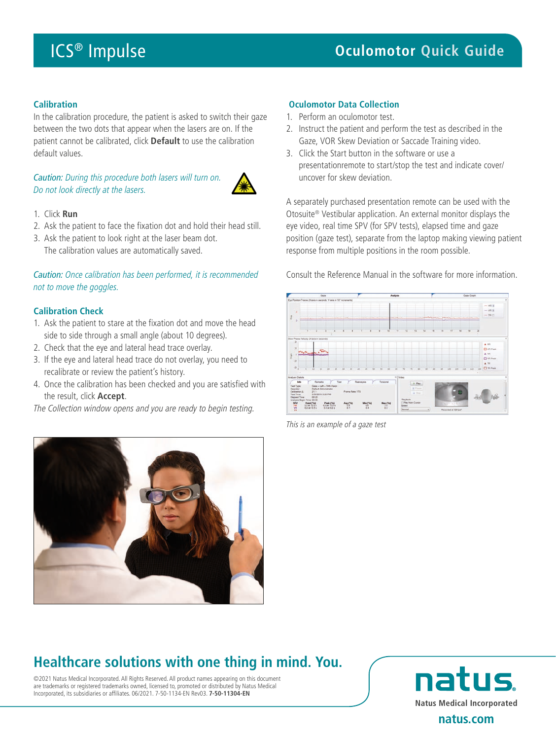# ICS® Impulse

## Oculomotor Quick Guide

### Calibration

In the calibration procedure, the patient is asked to switch their gaze between the two dots that appear when the lasers are on. If the patient cannot be calibrated, click **Default** to use the calibration default values.

*Caution: During this procedure both lasers will turn on. Do not look directly at the lasers.*

1. Click **Run**
2. Ask the patient to face the fixation dot and hold their head still.
3. Ask the patient to look right at the laser beam dot. The calibration values are automatically saved.

*Caution: Once calibration has been performed, it is recommended not to move the goggles.*

### Calibration Check

1. Ask the patient to stare at the fixation dot and move the head side to side through a small angle (about 10 degrees).
2. Check that the eye and lateral head trace overlay.
3. If the eye and lateral head trace do not overlay, you need to recalibrate or review the patient's history.
4. Once the calibration has been checked and you are satisfied with the result, click **Accept**.

*The Collection window opens and you are ready to begin testing.*

### Oculomotor Data Collection

1. Perform an oculomotor test.
2. Instruct the patient and perform the test as described in the Gaze, VOR Skew Deviation or Saccade Training video.
3. Click the Start button in the software or use a presentationremote to start/stop the test and indicate cover/uncover for skew deviation.

A separately purchased presentation remote can be used with the Otosuite® Vestibular application. An external monitor displays the eye video, real time SPV (for SPV tests), elapsed time and gaze position (gaze test), separate from the laptop making viewing patient response from multiple positions in the room possible.

Consult the Reference Manual in the software for more information.

*This is an example of a gaze test*

## Healthcare solutions with one thing in mind. You.

©2021 Natus Medical Incorporated. All Rights Reserved. All product names appearing on this document are trademarks or registered trademarks owned, licensed to, promoted or distributed by Natus Medical Incorporated, its subsidiaries or affiliates. 06/2021. 7-50-1134-EN Rev03. **7-50-11304-EN**

natus.

Natus Medical Incorporated

natus.com